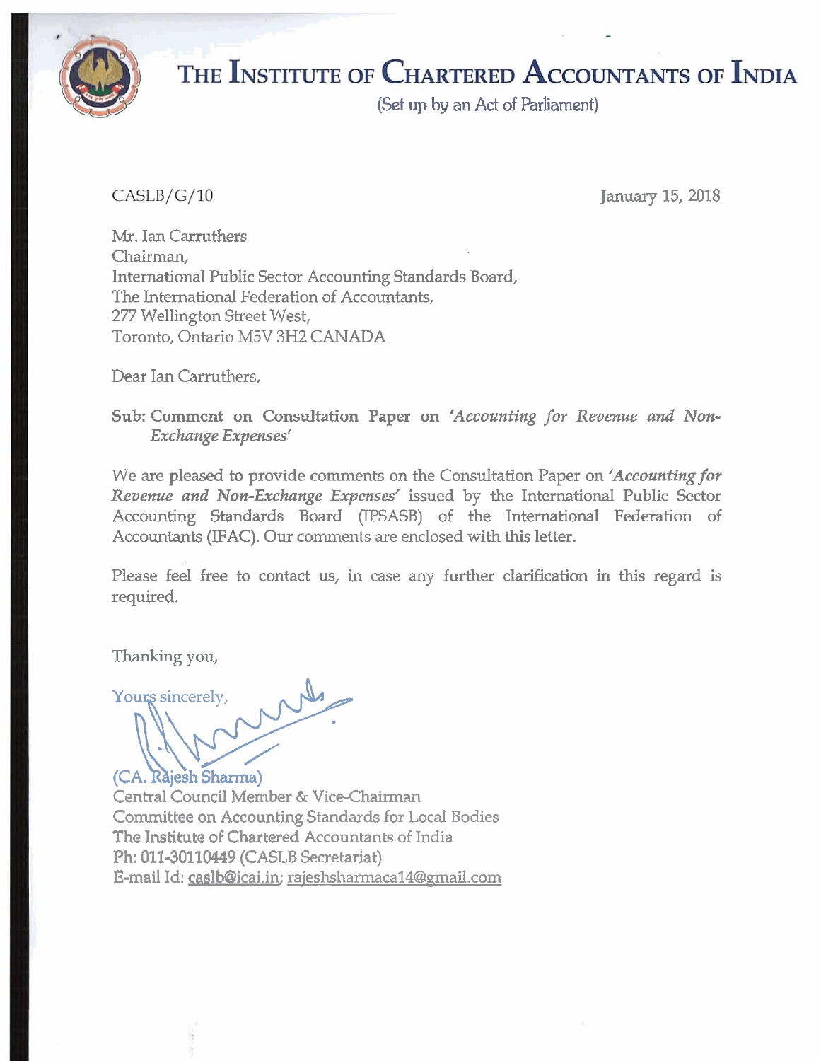# THE INSTITUTE OF CHARTERED ACCOUNTANTS OF INDIA

(Set up by an Act of Parliament)

CASLB/G/10

January 15, 2018

Mr. Ian Carruthers
Chairman,
International Public Sector Accounting Standards Board,
The International Federation of Accountants,
277 Wellington Street West,
Toronto, Ontario M5V 3H2 CANADA

Dear Ian Carruthers,

**Sub: Comment on Consultation Paper on *'Accounting for Revenue and Non-Exchange Expenses'***

We are pleased to provide comments on the Consultation Paper on ***'Accounting for Revenue and Non-Exchange Expenses'*** issued by the International Public Sector Accounting Standards Board (IPSASB) of the International Federation of Accountants (IFAC). Our comments are enclosed with this letter.

Please feel free to contact us, in case any further clarification in this regard is required.

Thanking you,

Yours sincerely,

(CA. Rajesh Sharma)
Central Council Member & Vice-Chairman
Committee on Accounting Standards for Local Bodies
The Institute of Chartered Accountants of India
Ph: 011-30110449 (CASLB Secretariat)
E-mail Id: caslb@icai.in; rajeshsharmaca14@gmail.com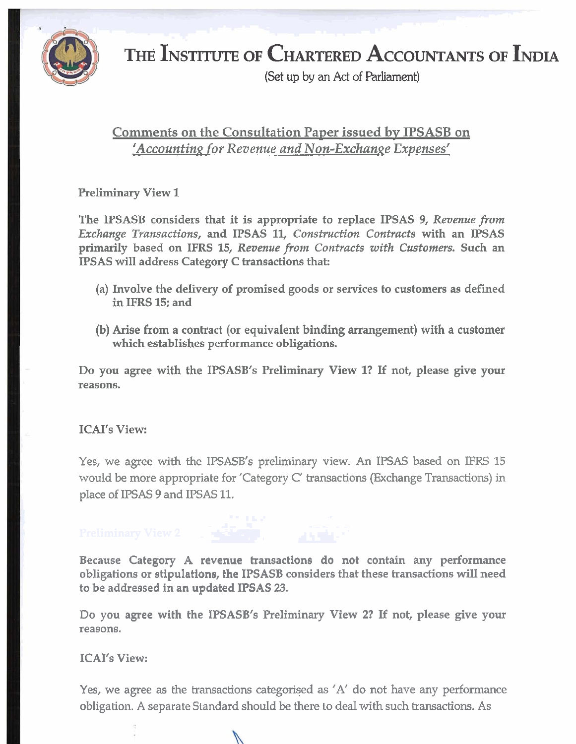# THE INSTITUTE OF CHARTERED ACCOUNTANTS OF INDIA

(Set up by an Act of Parliament)

## Comments on the Consultation Paper issued by IPSASB on *'Accounting for Revenue and Non-Exchange Expenses'*

Preliminary View 1

**The IPSASB considers that it is appropriate to replace IPSAS 9, *Revenue from Exchange Transactions*, and IPSAS 11, *Construction Contracts* with an IPSAS primarily based on IFRS 15, *Revenue from Contracts with Customers*. Such an IPSAS will address Category C transactions that:**

**(a) Involve the delivery of promised goods or services to customers as defined in IFRS 15; and**

**(b) Arise from a contract (or equivalent binding arrangement) with a customer which establishes performance obligations.**

Do you agree with the IPSASB's Preliminary View 1? If not, please give your reasons.

ICAI's View:

Yes, we agree with the IPSASB's preliminary view. An IPSAS based on IFRS 15 would be more appropriate for 'Category C' transactions (Exchange Transactions) in place of IPSAS 9 and IPSAS 11.

Preliminary View 2

**Because Category A revenue transactions do not contain any performance obligations or stipulations, the IPSASB considers that these transactions will need to be addressed in an updated IPSAS 23.**

Do you agree with the IPSASB's Preliminary View 2? If not, please give your reasons.

ICAI's View:

Yes, we agree as the transactions categorised as 'A' do not have any performance obligation. A separate Standard should be there to deal with such transactions. As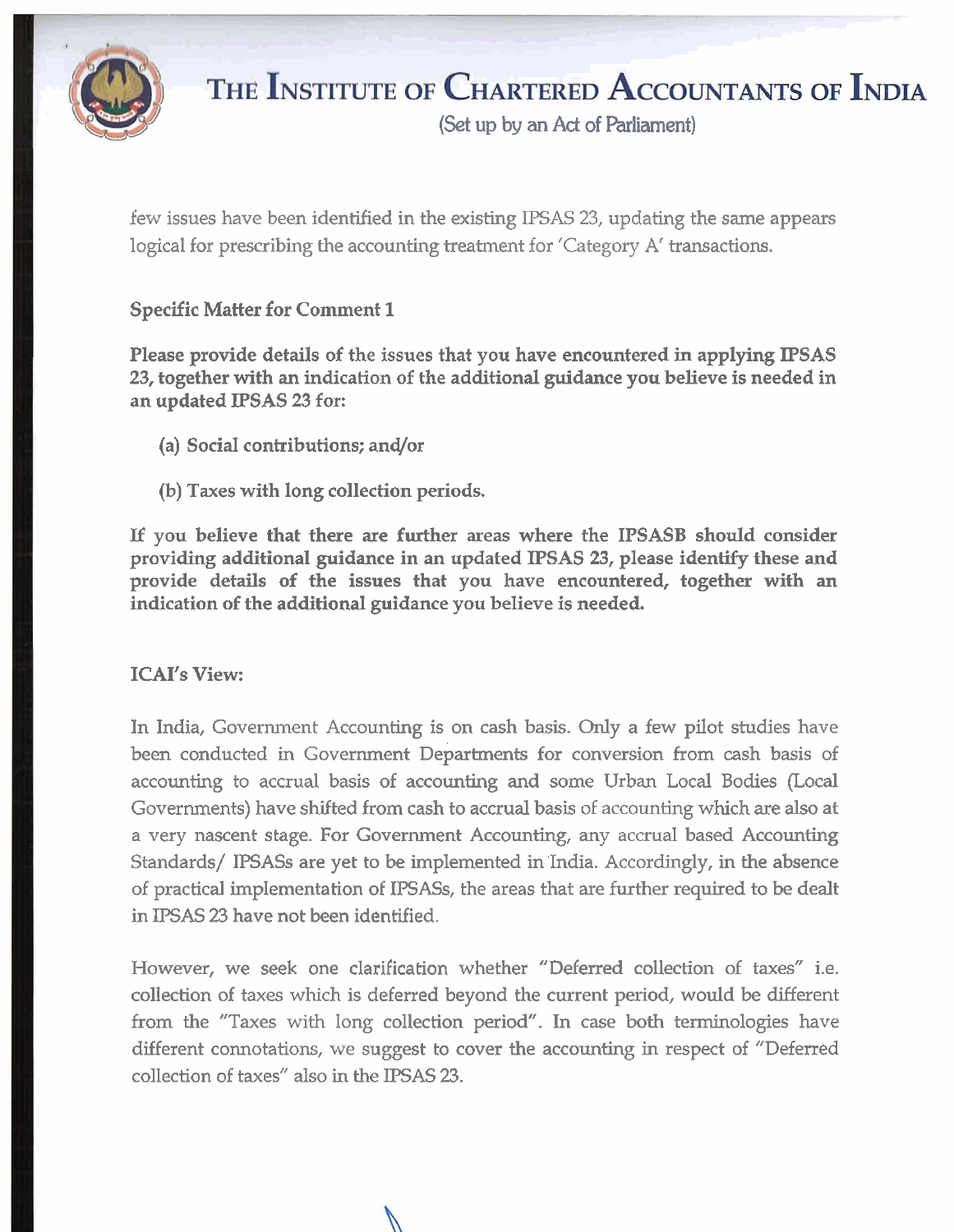few issues have been identified in the existing IPSAS 23, updating the same appears logical for prescribing the accounting treatment for 'Category A' transactions.

**Specific Matter for Comment 1**

**Please provide details of the issues that you have encountered in applying IPSAS 23, together with an indication of the additional guidance you believe is needed in an updated IPSAS 23 for:**

**(a) Social contributions; and/or**

**(b) Taxes with long collection periods.**

**If you believe that there are further areas where the IPSASB should consider providing additional guidance in an updated IPSAS 23, please identify these and provide details of the issues that you have encountered, together with an indication of the additional guidance you believe is needed.**

**ICAI's View:**

In India, Government Accounting is on cash basis. Only a few pilot studies have been conducted in Government Departments for conversion from cash basis of accounting to accrual basis of accounting and some Urban Local Bodies (Local Governments) have shifted from cash to accrual basis of accounting which are also at a very nascent stage. For Government Accounting, any accrual based Accounting Standards/ IPSASs are yet to be implemented in India. Accordingly, in the absence of practical implementation of IPSASs, the areas that are further required to be dealt in IPSAS 23 have not been identified.

However, we seek one clarification whether "Deferred collection of taxes" i.e. collection of taxes which is deferred beyond the current period, would be different from the "Taxes with long collection period". In case both terminologies have different connotations, we suggest to cover the accounting in respect of "Deferred collection of taxes" also in the IPSAS 23.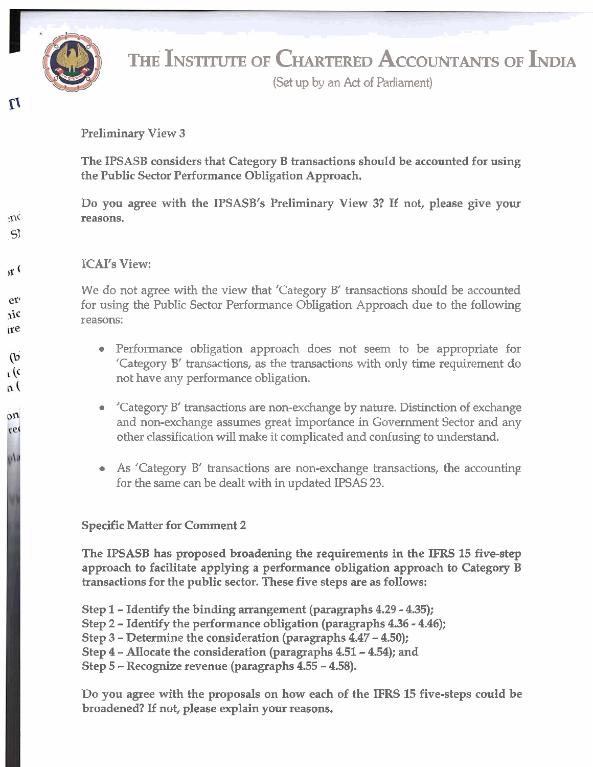Preliminary View 3

**The IPSASB considers that Category B transactions should be accounted for using the Public Sector Performance Obligation Approach.**

**Do you agree with the IPSASB's Preliminary View 3? If not, please give your reasons.**

ICAI's View:

We do not agree with the view that 'Category B' transactions should be accounted for using the Public Sector Performance Obligation Approach due to the following reasons:

- Performance obligation approach does not seem to be appropriate for 'Category B' transactions, as the transactions with only time requirement do not have any performance obligation.
- 'Category B' transactions are non-exchange by nature. Distinction of exchange and non-exchange assumes great importance in Government Sector and any other classification will make it complicated and confusing to understand.
- As 'Category B' transactions are non-exchange transactions, the accounting for the same can be dealt with in updated IPSAS 23.

Specific Matter for Comment 2

**The IPSASB has proposed broadening the requirements in the IFRS 15 five-step approach to facilitate applying a performance obligation approach to Category B transactions for the public sector. These five steps are as follows:**

**Step 1 – Identify the binding arrangement (paragraphs 4.29 - 4.35);**
**Step 2 – Identify the performance obligation (paragraphs 4.36 - 4.46);**
**Step 3 – Determine the consideration (paragraphs 4.47 – 4.50);**
**Step 4 – Allocate the consideration (paragraphs 4.51 – 4.54); and**
**Step 5 – Recognize revenue (paragraphs 4.55 – 4.58).**

**Do you agree with the proposals on how each of the IFRS 15 five-steps could be broadened? If not, please explain your reasons.**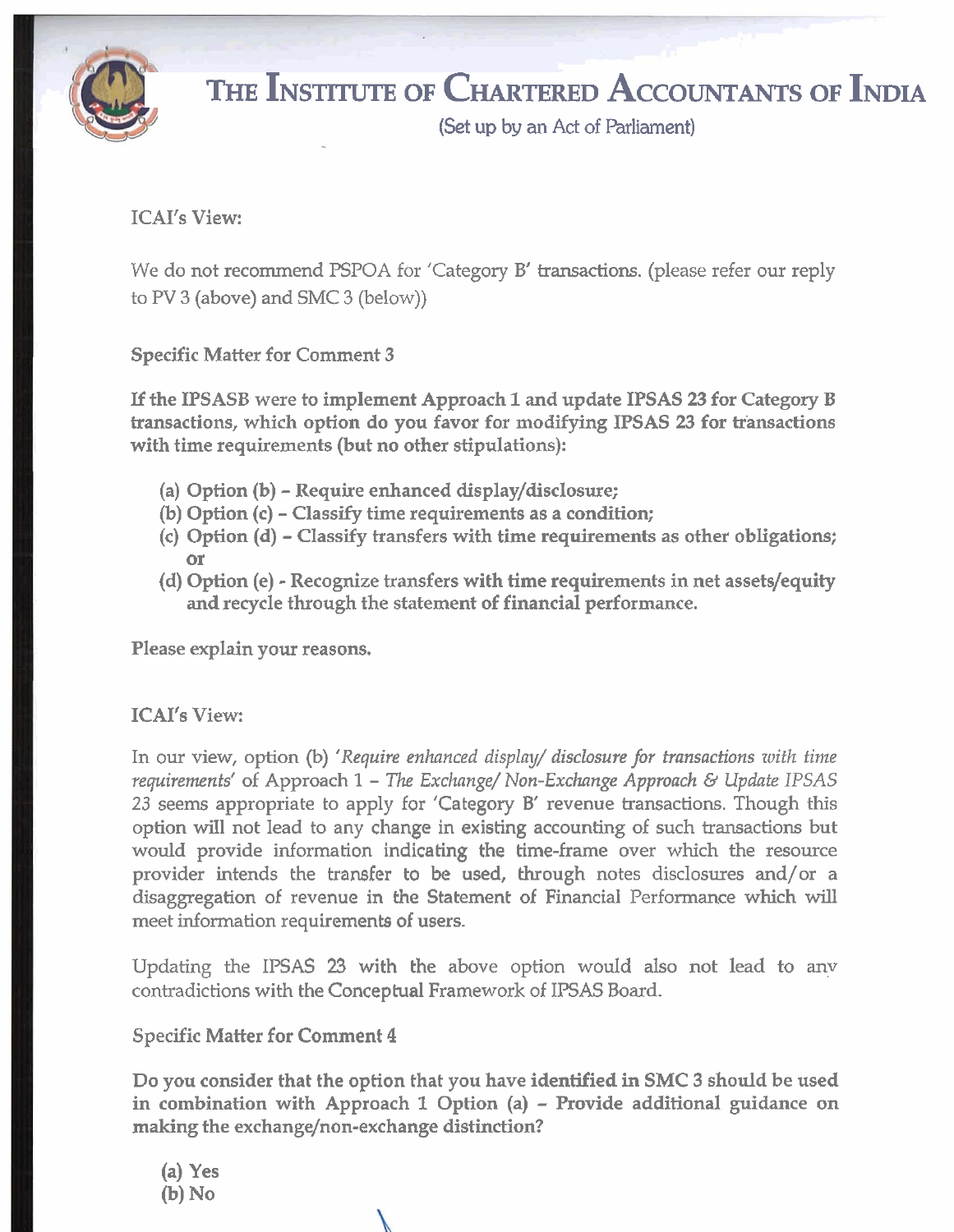ICAI's View:

We do not recommend PSPOA for 'Category B' transactions. (please refer our reply to PV 3 (above) and SMC 3 (below))

Specific Matter for Comment 3

**If the IPSASB were to implement Approach 1 and update IPSAS 23 for Category B transactions, which option do you favor for modifying IPSAS 23 for transactions with time requirements (but no other stipulations):**

**(a) Option (b) - Require enhanced display/disclosure;**
**(b) Option (c) - Classify time requirements as a condition;**
**(c) Option (d) - Classify transfers with time requirements as other obligations; or**
**(d) Option (e) - Recognize transfers with time requirements in net assets/equity and recycle through the statement of financial performance.**

**Please explain your reasons.**

ICAI's View:

In our view, option (b) '*Require enhanced display/ disclosure for transactions with time requirements*' of Approach 1 – *The Exchange/ Non-Exchange Approach & Update IPSAS 23* seems appropriate to apply for 'Category B' revenue transactions. Though this option will not lead to any change in existing accounting of such transactions but would provide information indicating the time-frame over which the resource provider intends the transfer to be used, through notes disclosures and/or a disaggregation of revenue in the Statement of Financial Performance which will meet information requirements of users.

Updating the IPSAS 23 with the above option would also not lead to any contradictions with the Conceptual Framework of IPSAS Board.

Specific Matter for Comment 4

**Do you consider that the option that you have identified in SMC 3 should be used in combination with Approach 1 Option (a) - Provide additional guidance on making the exchange/non-exchange distinction?**

**(a) Yes**
**(b) No**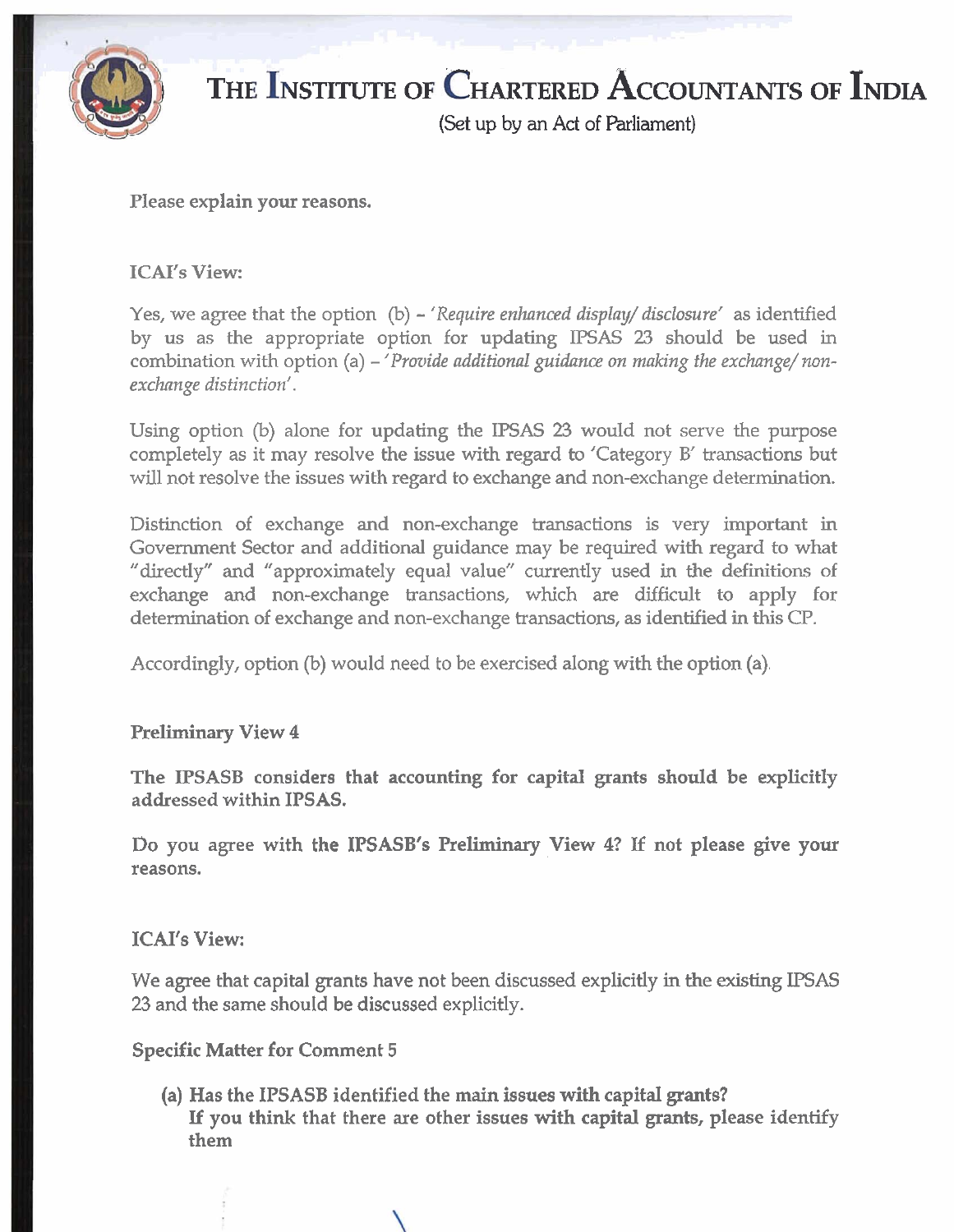**Please explain your reasons.**

**ICAI's View:**

Yes, we agree that the option (b) – '*Require enhanced display/ disclosure*' as identified by us as the appropriate option for updating IPSAS 23 should be used in combination with option (a) – '*Provide additional guidance on making the exchange/ non-exchange distinction*'.

Using option (b) alone for updating the IPSAS 23 would not serve the purpose completely as it may resolve the issue with regard to 'Category B' transactions but will not resolve the issues with regard to exchange and non-exchange determination.

Distinction of exchange and non-exchange transactions is very important in Government Sector and additional guidance may be required with regard to what "directly" and "approximately equal value" currently used in the definitions of exchange and non-exchange transactions, which are difficult to apply for determination of exchange and non-exchange transactions, as identified in this CP.

Accordingly, option (b) would need to be exercised along with the option (a).

**Preliminary View 4**

**The IPSASB considers that accounting for capital grants should be explicitly addressed within IPSAS.**

**Do you agree with the IPSASB's Preliminary View 4? If not please give your reasons.**

**ICAI's View:**

We agree that capital grants have not been discussed explicitly in the existing IPSAS 23 and the same should be discussed explicitly.

**Specific Matter for Comment 5**

**(a) Has the IPSASB identified the main issues with capital grants?**
**If you think that there are other issues with capital grants, please identify them**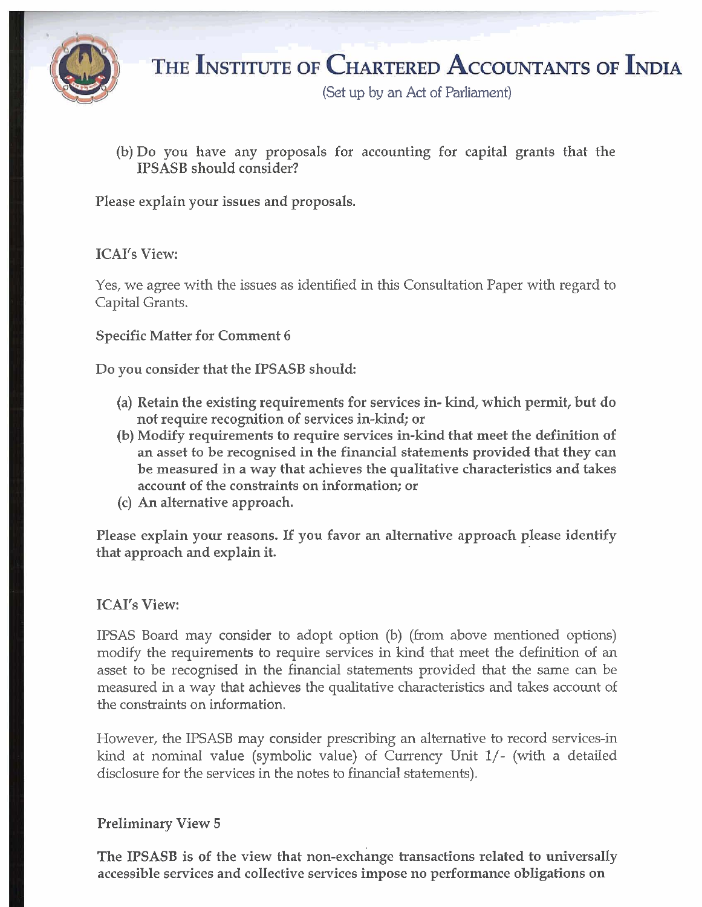(b) Do you have any proposals for accounting for capital grants that the IPSASB should consider?

**Please explain your issues and proposals.**

**ICAI's View:**

Yes, we agree with the issues as identified in this Consultation Paper with regard to Capital Grants.

**Specific Matter for Comment 6**

**Do you consider that the IPSASB should:**

**(a) Retain the existing requirements for services in- kind, which permit, but do not require recognition of services in-kind; or**
**(b) Modify requirements to require services in-kind that meet the definition of an asset to be recognised in the financial statements provided that they can be measured in a way that achieves the qualitative characteristics and takes account of the constraints on information; or**
**(c) An alternative approach.**

**Please explain your reasons. If you favor an alternative approach please identify that approach and explain it.**

**ICAI's View:**

IPSAS Board may consider to adopt option (b) (from above mentioned options) modify the requirements to require services in kind that meet the definition of an asset to be recognised in the financial statements provided that the same can be measured in a way that achieves the qualitative characteristics and takes account of the constraints on information.

However, the IPSASB may consider prescribing an alternative to record services-in kind at nominal value (symbolic value) of Currency Unit 1/- (with a detailed disclosure for the services in the notes to financial statements).

**Preliminary View 5**

**The IPSASB is of the view that non-exchange transactions related to universally accessible services and collective services impose no performance obligations on**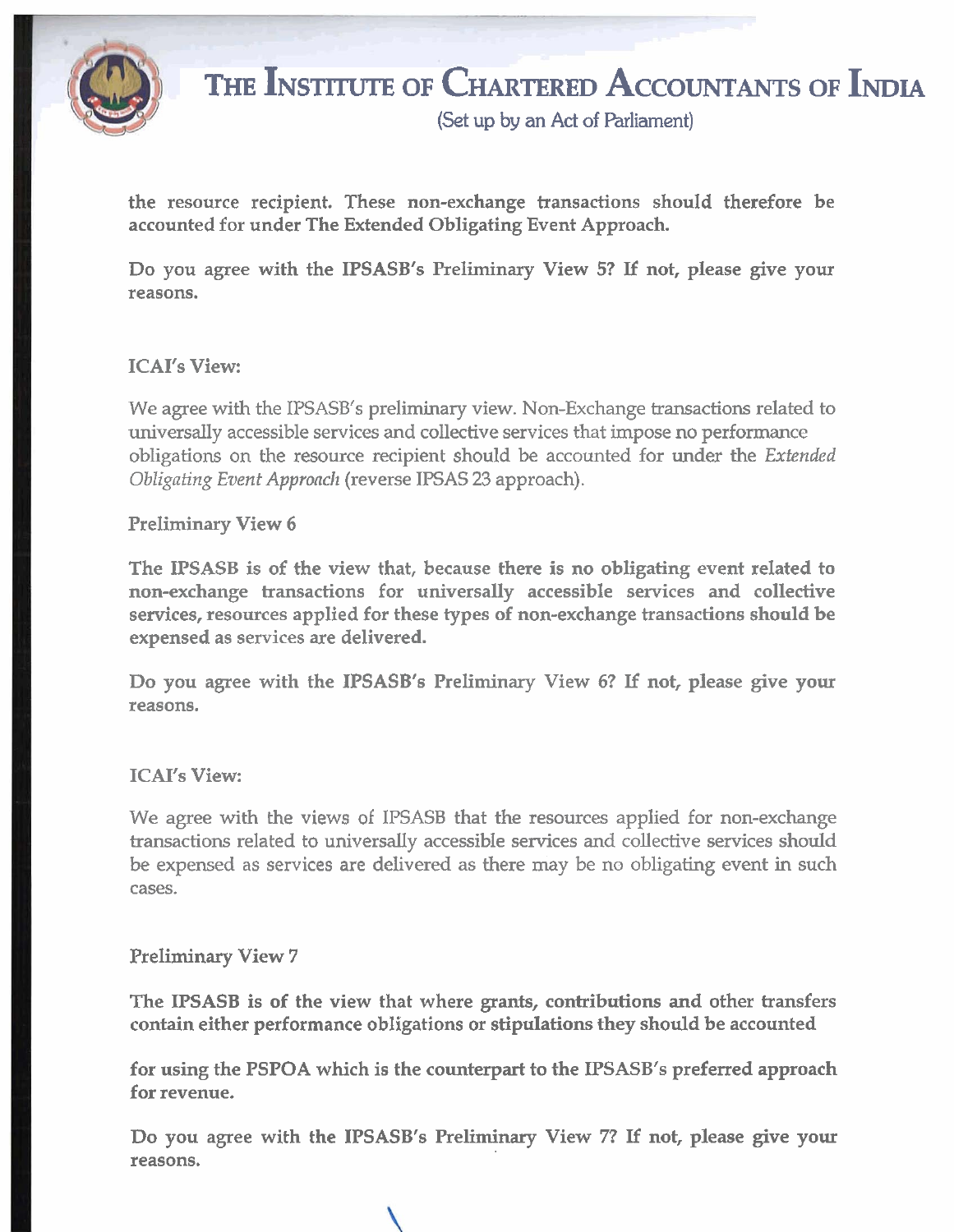**the resource recipient. These non-exchange transactions should therefore be accounted for under The Extended Obligating Event Approach.**

**Do you agree with the IPSASB's Preliminary View 5? If not, please give your reasons.**

ICAI's View:

We agree with the IPSASB's preliminary view. Non-Exchange transactions related to universally accessible services and collective services that impose no performance obligations on the resource recipient should be accounted for under the *Extended Obligating Event Approach* (reverse IPSAS 23 approach).

Preliminary View 6

**The IPSASB is of the view that, because there is no obligating event related to non-exchange transactions for universally accessible services and collective services, resources applied for these types of non-exchange transactions should be expensed as services are delivered.**

**Do you agree with the IPSASB's Preliminary View 6? If not, please give your reasons.**

ICAI's View:

We agree with the views of IPSASB that the resources applied for non-exchange transactions related to universally accessible services and collective services should be expensed as services are delivered as there may be no obligating event in such cases.

Preliminary View 7

**The IPSASB is of the view that where grants, contributions and other transfers contain either performance obligations or stipulations they should be accounted for using the PSPOA which is the counterpart to the IPSASB's preferred approach for revenue.**

**Do you agree with the IPSASB's Preliminary View 7? If not, please give your reasons.**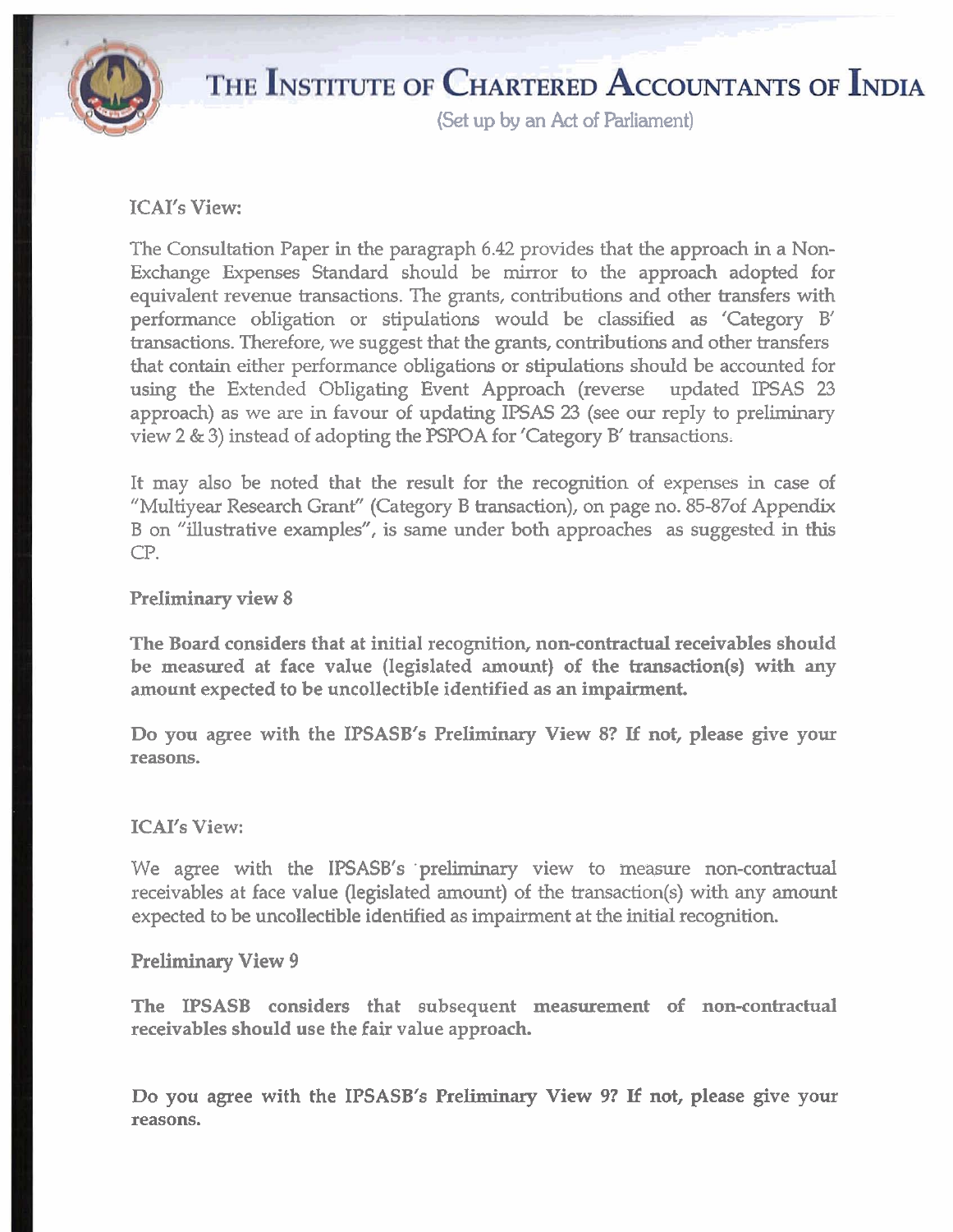ICAI's View:

The Consultation Paper in the paragraph 6.42 provides that the approach in a Non-Exchange Expenses Standard should be mirror to the approach adopted for equivalent revenue transactions. The grants, contributions and other transfers with performance obligation or stipulations would be classified as 'Category B' transactions. Therefore, we suggest that the grants, contributions and other transfers that contain either performance obligations or stipulations should be accounted for using the Extended Obligating Event Approach (reverse updated IPSAS 23 approach) as we are in favour of updating IPSAS 23 (see our reply to preliminary view 2 & 3) instead of adopting the PSPOA for 'Category B' transactions.

It may also be noted that the result for the recognition of expenses in case of "Multiyear Research Grant" (Category B transaction), on page no. 85-87of Appendix B on "illustrative examples", is same under both approaches as suggested in this CP.

Preliminary view 8

**The Board considers that at initial recognition, non-contractual receivables should be measured at face value (legislated amount) of the transaction(s) with any amount expected to be uncollectible identified as an impairment.**

**Do you agree with the IPSASB's Preliminary View 8? If not, please give your reasons.**

ICAI's View:

We agree with the IPSASB's preliminary view to measure non-contractual receivables at face value (legislated amount) of the transaction(s) with any amount expected to be uncollectible identified as impairment at the initial recognition.

Preliminary View 9

**The IPSASB considers that subsequent measurement of non-contractual receivables should use the fair value approach.**

**Do you agree with the IPSASB's Preliminary View 9? If not, please give your reasons.**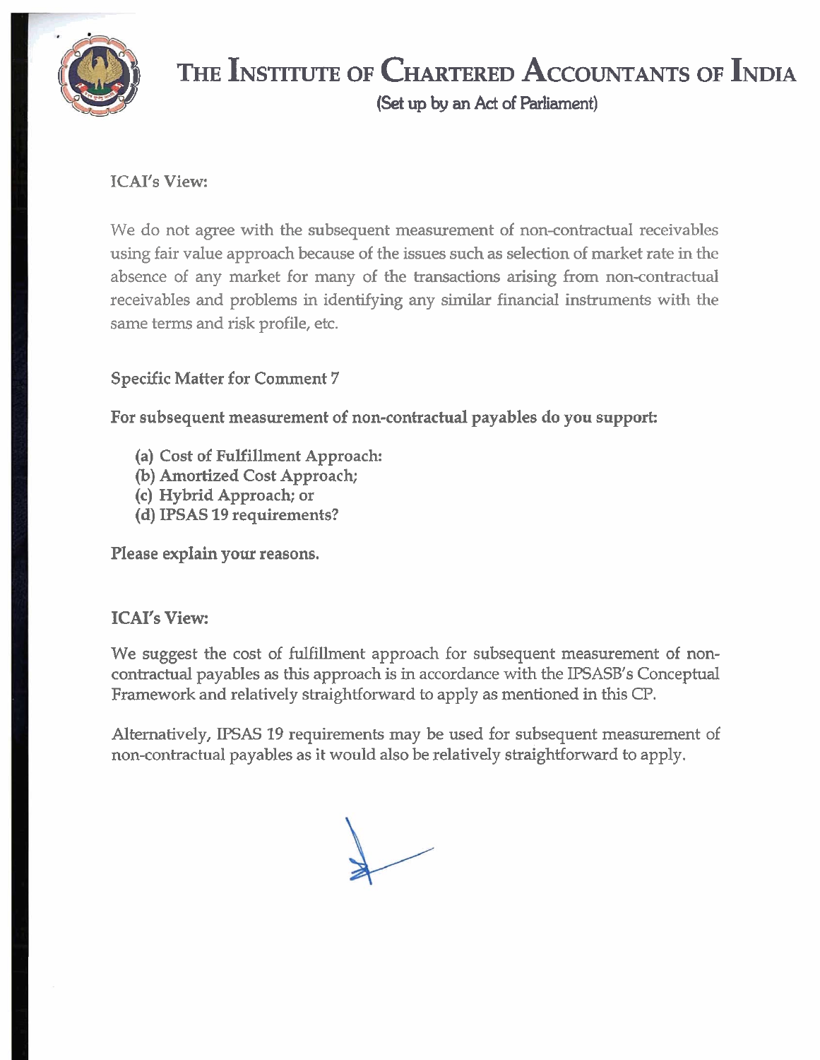ICAI's View:

We do not agree with the subsequent measurement of non-contractual receivables using fair value approach because of the issues such as selection of market rate in the absence of any market for many of the transactions arising from non-contractual receivables and problems in identifying any similar financial instruments with the same terms and risk profile, etc.

### Specific Matter for Comment 7

**For subsequent measurement of non-contractual payables do you support:**

**(a) Cost of Fulfillment Approach:**
**(b) Amortized Cost Approach;**
**(c) Hybrid Approach; or**
**(d) IPSAS 19 requirements?**

**Please explain your reasons.**

### ICAI's View:

We suggest the cost of fulfillment approach for subsequent measurement of non-contractual payables as this approach is in accordance with the IPSASB's Conceptual Framework and relatively straightforward to apply as mentioned in this CP.

Alternatively, IPSAS 19 requirements may be used for subsequent measurement of non-contractual payables as it would also be relatively straightforward to apply.